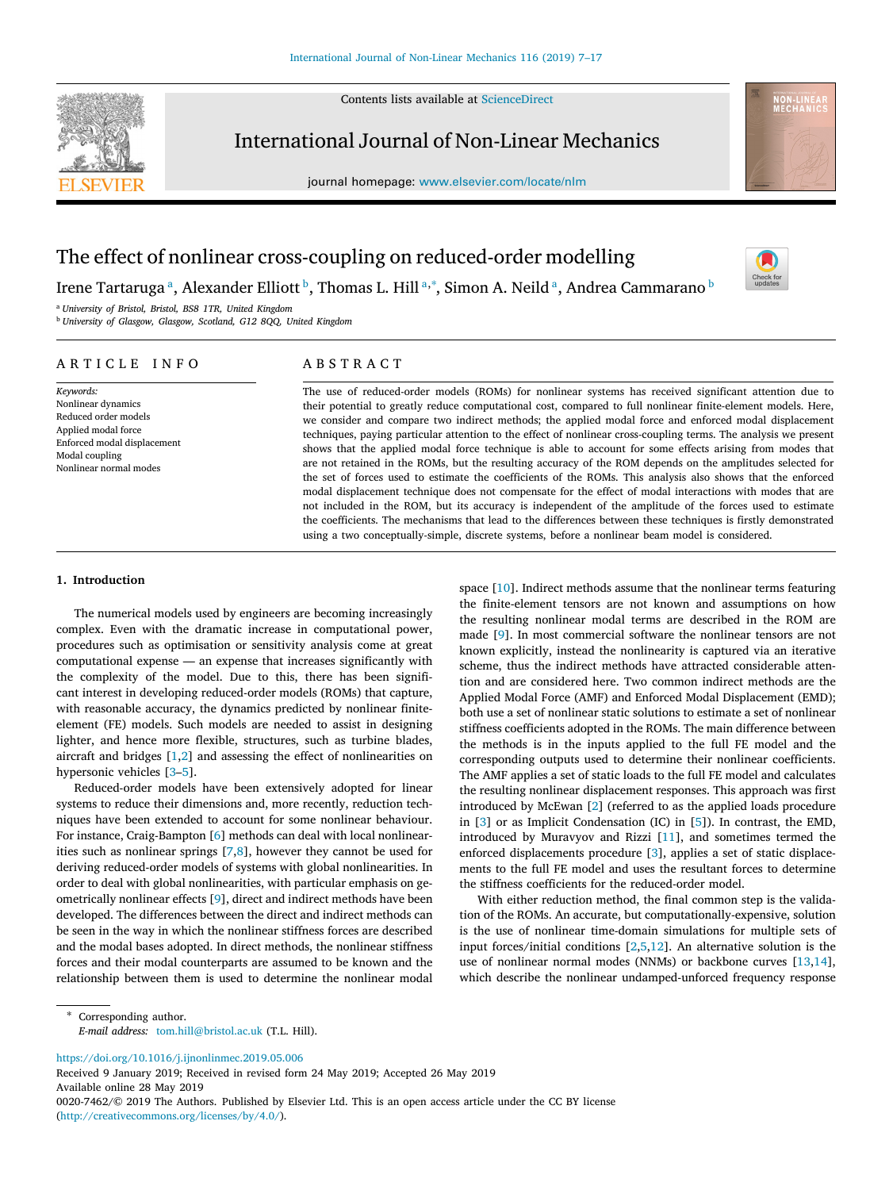# The effect of nonlinear cross-coupling on reduced-order modelling

Irene Tartaruga [a], Alexander Elliott [b], Thomas L. Hill [a,*], Simon A. Neild [a], Andrea Cammarano [b]

[a] University of Bristol, Bristol, BS8 1TR, United Kingdom

[b] University of Glasgow, Glasgow, Scotland, G12 8QQ, United Kingdom

## ARTICLE INFO

*Keywords:*
Nonlinear dynamics
Reduced order models
Applied modal force
Enforced modal displacement
Modal coupling
Nonlinear normal modes

## ABSTRACT

The use of reduced-order models (ROMs) for nonlinear systems has received significant attention due to their potential to greatly reduce computational cost, compared to full nonlinear finite-element models. Here, we consider and compare two indirect methods; the applied modal force and enforced modal displacement techniques, paying particular attention to the effect of nonlinear cross-coupling terms. The analysis we present shows that the applied modal force technique is able to account for some effects arising from modes that are not retained in the ROMs, but the resulting accuracy of the ROM depends on the amplitudes selected for the set of forces used to estimate the coefficients of the ROMs. This analysis also shows that the enforced modal displacement technique does not compensate for the effect of modal interactions with modes that are not included in the ROM, but its accuracy is independent of the amplitude of the forces used to estimate the coefficients. The mechanisms that lead to the differences between these techniques is firstly demonstrated using a two conceptually-simple, discrete systems, before a nonlinear beam model is considered.

## 1. Introduction

The numerical models used by engineers are becoming increasingly complex. Even with the dramatic increase in computational power, procedures such as optimisation or sensitivity analysis come at great computational expense — an expense that increases significantly with the complexity of the model. Due to this, there has been significant interest in developing reduced-order models (ROMs) that capture, with reasonable accuracy, the dynamics predicted by nonlinear finite-element (FE) models. Such models are needed to assist in designing lighter, and hence more flexible, structures, such as turbine blades, aircraft and bridges [1,2] and assessing the effect of nonlinearities on hypersonic vehicles [3–5].

Reduced-order models have been extensively adopted for linear systems to reduce their dimensions and, more recently, reduction techniques have been extended to account for some nonlinear behaviour. For instance, Craig-Bampton [6] methods can deal with local nonlinearities such as nonlinear springs [7,8], however they cannot be used for deriving reduced-order models of systems with global nonlinearities. In order to deal with global nonlinearities, with particular emphasis on geometrically nonlinear effects [9], direct and indirect methods have been developed. The differences between the direct and indirect methods can be seen in the way in which the nonlinear stiffness forces are described and the modal bases adopted. In direct methods, the nonlinear stiffness forces and their modal counterparts are assumed to be known and the relationship between them is used to determine the nonlinear modal space [10]. Indirect methods assume that the nonlinear terms featuring the finite-element tensors are not known and assumptions on how the resulting nonlinear modal terms are described in the ROM are made [9]. In most commercial software the nonlinear tensors are not known explicitly, instead the nonlinearity is captured via an iterative scheme, thus the indirect methods have attracted considerable attention and are considered here. Two common indirect methods are the Applied Modal Force (AMF) and Enforced Modal Displacement (EMD); both use a set of nonlinear static solutions to estimate a set of nonlinear stiffness coefficients adopted in the ROMs. The main difference between the methods is in the inputs applied to the full FE model and the corresponding outputs used to determine their nonlinear coefficients. The AMF applies a set of static loads to the full FE model and calculates the resulting nonlinear displacement responses. This approach was first introduced by McEwan [2] (referred to as the applied loads procedure in [3] or as Implicit Condensation (IC) in [5]). In contrast, the EMD, introduced by Muravyov and Rizzi [11], and sometimes termed the enforced displacements procedure [3], applies a set of static displacements to the full FE model and uses the resultant forces to determine the stiffness coefficients for the reduced-order model.

With either reduction method, the final common step is the validation of the ROMs. An accurate, but computationally-expensive, solution is the use of nonlinear time-domain simulations for multiple sets of input forces/initial conditions [2,5,12]. An alternative solution is the use of nonlinear normal modes (NNMs) or backbone curves [13,14], which describe the nonlinear undamped-unforced frequency response

---

\* Corresponding author.
*E-mail address:* tom.hill@bristol.ac.uk (T.L. Hill).

https://doi.org/10.1016/j.ijnonlinmec.2019.05.006
Received 9 January 2019; Received in revised form 24 May 2019; Accepted 26 May 2019
Available online 28 May 2019
0020-7462/© 2019 The Authors. Published by Elsevier Ltd. This is an open access article under the CC BY license (http://creativecommons.org/licenses/by/4.0/).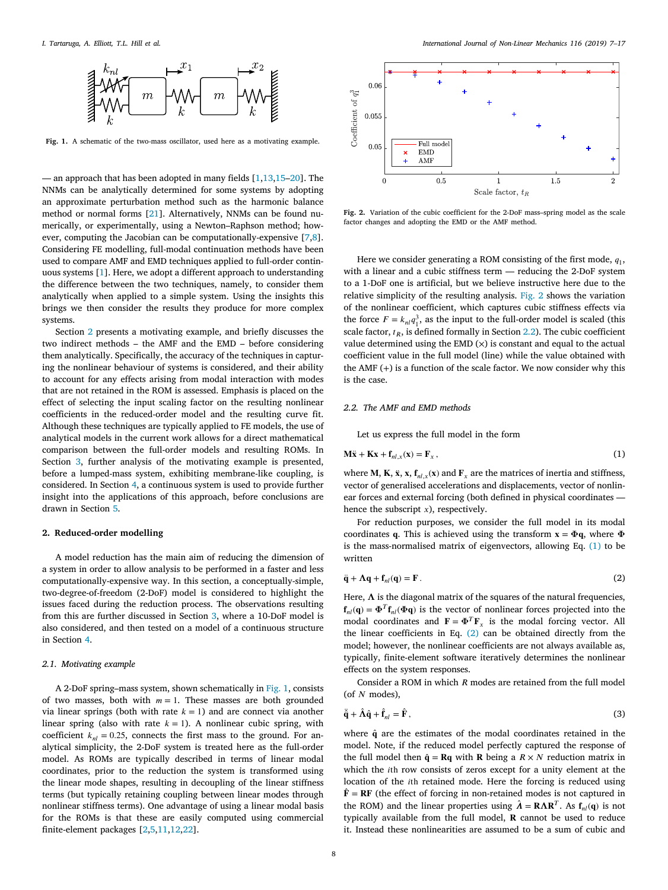**Fig. 1.** A schematic of the two-mass oscillator, used here as a motivating example.

— an approach that has been adopted in many fields [1,13,15–20]. The NNMs can be analytically determined for some systems by adopting an approximate perturbation method such as the harmonic balance method or normal forms [21]. Alternatively, NNMs can be found numerically, or experimentally, using a Newton–Raphson method; however, computing the Jacobian can be computationally-expensive [7,8]. Considering FE modelling, full-modal continuation methods have been used to compare AMF and EMD techniques applied to full-order continuous systems [1]. Here, we adopt a different approach to understanding the difference between the two techniques, namely, to consider them analytically when applied to a simple system. Using the insights this brings we then consider the results they produce for more complex systems.

Section 2 presents a motivating example, and briefly discusses the two indirect methods – the AMF and the EMD – before considering them analytically. Specifically, the accuracy of the techniques in capturing the nonlinear behaviour of systems is considered, and their ability to account for any effects arising from modal interaction with modes that are not retained in the ROM is assessed. Emphasis is placed on the effect of selecting the input scaling factor on the resulting nonlinear coefficients in the reduced-order model and the resulting curve fit. Although these techniques are typically applied to FE models, the use of analytical models in the current work allows for a direct mathematical comparison between the full-order models and resulting ROMs. In Section 3, further analysis of the motivating example is presented, before a lumped-mass system, exhibiting membrane-like coupling, is considered. In Section 4, a continuous system is used to provide further insight into the applications of this approach, before conclusions are drawn in Section 5.

## 2. Reduced-order modelling

A model reduction has the main aim of reducing the dimension of a system in order to allow analysis to be performed in a faster and less computationally-expensive way. In this section, a conceptually-simple, two-degree-of-freedom (2-DoF) model is considered to highlight the issues faced during the reduction process. The observations resulting from this are further discussed in Section 3, where a 10-DoF model is also considered, and then tested on a model of a continuous structure in Section 4.

### 2.1. Motivating example

A 2-DoF spring–mass system, shown schematically in Fig. 1, consists of two masses, both with $m = 1$. These masses are both grounded via linear springs (both with rate $k = 1$) and are connect via another linear spring (also with rate $k = 1$). A nonlinear cubic spring, with coefficient $k_{nl} = 0.25$, connects the first mass to the ground. For analytical simplicity, the 2-DoF system is treated here as the full-order model. As ROMs are typically described in terms of linear modal coordinates, prior to the reduction the system is transformed using the linear mode shapes, resulting in decoupling of the linear stiffness terms (but typically retaining coupling between linear modes through nonlinear stiffness terms). One advantage of using a linear modal basis for the ROMs is that these are easily computed using commercial finite-element packages [2,5,11,12,22].

**Fig. 2.** Variation of the cubic coefficient for the 2-DoF mass–spring model as the scale factor changes and adopting the EMD or the AMF method.

Here we consider generating a ROM consisting of the first mode, $q_1$, with a linear and a cubic stiffness term — reducing the 2-DoF system to a 1-DoF one is artificial, but we believe instructive here due to the relative simplicity of the resulting analysis. Fig. 2 shows the variation of the nonlinear coefficient, which captures cubic stiffness effects via the force $F = k_{nl} q_1^3$, as the input to the full-order model is scaled (this scale factor, $t_R$, is defined formally in Section 2.2). The cubic coefficient value determined using the EMD (×) is constant and equal to the actual coefficient value in the full model (line) while the value obtained with the AMF (+) is a function of the scale factor. We now consider why this is the case.

### 2.2. The AMF and EMD methods

Let us express the full model in the form

$$\mathbf{M}\ddot{\mathbf{x}} + \mathbf{K}\mathbf{x} + \mathbf{f}_{nl,x}(\mathbf{x}) = \mathbf{F}_x \,, \tag{1}$$

where $\mathbf{M}$, $\mathbf{K}$, $\ddot{\mathbf{x}}$, $\mathbf{x}$, $\mathbf{f}_{nl,x}(\mathbf{x})$ and $\mathbf{F}_x$ are the matrices of inertia and stiffness, vector of generalised accelerations and displacements, vector of nonlinear forces and external forcing (both defined in physical coordinates — hence the subscript $x$), respectively.

For reduction purposes, we consider the full model in its modal coordinates $\mathbf{q}$. This is achieved using the transform $\mathbf{x} = \boldsymbol{\Phi}\mathbf{q}$, where $\boldsymbol{\Phi}$ is the mass-normalised matrix of eigenvectors, allowing Eq. (1) to be written

$$\ddot{\mathbf{q}} + \boldsymbol{\Lambda}\mathbf{q} + \mathbf{f}_{nl}(\mathbf{q}) = \mathbf{F} \,. \tag{2}$$

Here, $\boldsymbol{\Lambda}$ is the diagonal matrix of the squares of the natural frequencies, $\mathbf{f}_{nl}(\mathbf{q}) = \boldsymbol{\Phi}^T \mathbf{f}_{nl}(\boldsymbol{\Phi}\mathbf{q})$ is the vector of nonlinear forces projected into the modal coordinates and $\mathbf{F} = \boldsymbol{\Phi}^T \mathbf{F}_x$ is the modal forcing vector. All the linear coefficients in Eq. (2) can be obtained directly from the model; however, the nonlinear coefficients are not always available as, typically, finite-element software iteratively determines the nonlinear effects on the system responses.

Consider a ROM in which $R$ modes are retained from the full model (of $N$ modes),

$$\ddot{\hat{\mathbf{q}}} + \hat{\boldsymbol{\Lambda}}\hat{\mathbf{q}} + \hat{\mathbf{f}}_{nl} = \hat{\mathbf{F}} \,, \tag{3}$$

where $\hat{\mathbf{q}}$ are the estimates of the modal coordinates retained in the model. Note, if the reduced model perfectly captured the response of the full model then $\hat{\mathbf{q}} = \mathbf{R}\mathbf{q}$ with $\mathbf{R}$ being a $R \times N$ reduction matrix in which the $i$th row consists of zeros except for a unity element at the location of the $i$th retained mode. Here the forcing is reduced using $\hat{\mathbf{F}} = \mathbf{R}\mathbf{F}$ (the effect of forcing in non-retained modes is not captured in the ROM) and the linear properties using $\hat{\boldsymbol{\Lambda}} = \mathbf{R}\boldsymbol{\Lambda}\mathbf{R}^T$. As $\mathbf{f}_{nl}(\mathbf{q})$ is not typically available from the full model, $\mathbf{R}$ cannot be used to reduce it. Instead these nonlinearities are assumed to be a sum of cubic and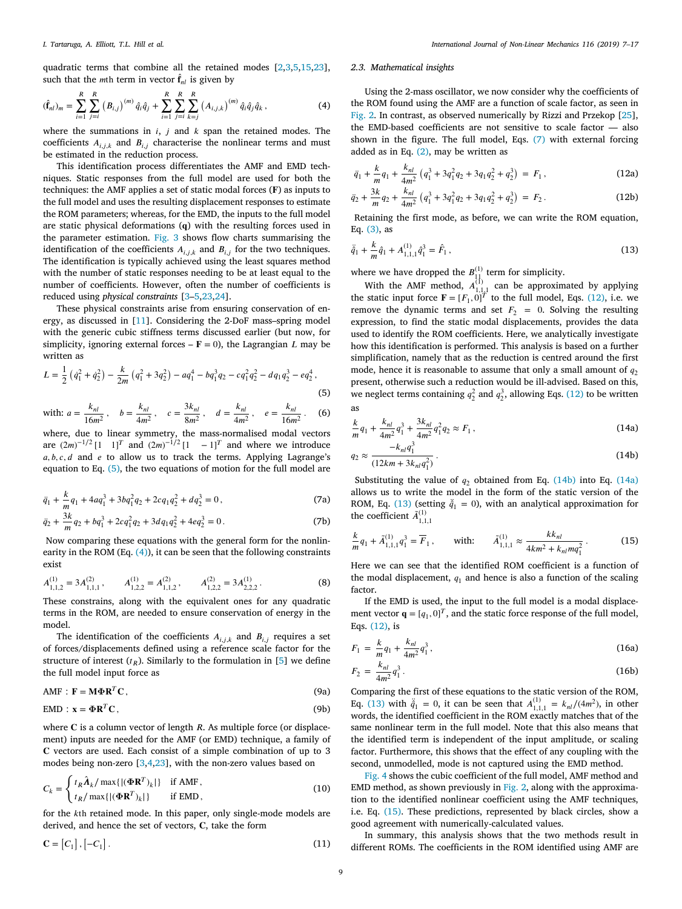quadratic terms that combine all the retained modes [2,3,5,15,23], such that the $m$th term in vector $\hat{\mathbf{f}}_{nl}$ is given by

$$(\hat{\mathbf{f}}_{nl})_m = \sum_{i=1}^{R}\sum_{j=i}^{R}\left(B_{i,j}\right)^{(m)}\hat{q}_i\hat{q}_j + \sum_{i=1}^{R}\sum_{j=i}^{R}\sum_{k=j}^{R}\left(A_{i,j,k}\right)^{(m)}\hat{q}_i\hat{q}_j\hat{q}_k\,, \tag{4}$$

where the summations in $i$, $j$ and $k$ span the retained modes. The coefficients $A_{i,j,k}$ and $B_{i,j}$ characterise the nonlinear terms and must be estimated in the reduction process.

This identification process differentiates the AMF and EMD techniques. Static responses from the full model are used for both the techniques: the AMF applies a set of static modal forces ($\mathbf{F}$) as inputs to the full model and uses the resulting displacement responses to estimate the ROM parameters; whereas, for the EMD, the inputs to the full model are static physical deformations ($\mathbf{q}$) with the resulting forces used in the parameter estimation. Fig. 3 shows flow charts summarising the identification of the coefficients $A_{i,j,k}$ and $B_{i,j}$ for the two techniques. The identification is typically achieved using the least squares method with the number of static responses needing to be at least equal to the number of coefficients. However, often the number of coefficients is reduced using *physical constraints* [3–5,23,24].

These physical constraints arise from ensuring conservation of energy, as discussed in [11]. Considering the 2-DoF mass–spring model with the generic cubic stiffness terms discussed earlier (but now, for simplicity, ignoring external forces – $\mathbf{F} = 0$), the Lagrangian $L$ may be written as

$$L = \frac{1}{2}\left(\dot{q}_1^2 + \dot{q}_2^2\right) - \frac{k}{2m}\left(q_1^2 + 3q_2^2\right) - aq_1^4 - bq_1^3q_2 - cq_1^2q_2^2 - dq_1q_2^3 - eq_2^4\,, \tag{5}$$

$$\text{with: } a = \frac{k_{nl}}{16m^2}\,,\quad b = \frac{k_{nl}}{4m^2}\,,\quad c = \frac{3k_{nl}}{8m^2}\,,\quad d = \frac{k_{nl}}{4m^2}\,,\quad e = \frac{k_{nl}}{16m^2}\,. \tag{6}$$

where, due to linear symmetry, the mass-normalised modal vectors are $(2m)^{-1/2}[1 \quad 1]^T$ and $(2m)^{-1/2}[1 \quad -1]^T$ and where we introduce $a, b, c, d$ and $e$ to allow us to track the terms. Applying Lagrange's equation to Eq. (5), the two equations of motion for the full model are

$$\ddot{q}_1 + \frac{k}{m}q_1 + 4aq_1^3 + 3bq_1^2q_2 + 2cq_1q_2^2 + dq_2^3 = 0\,, \tag{7a}$$

$$\ddot{q}_2 + \frac{3k}{m}q_2 + bq_1^3 + 2cq_1^2q_2 + 3dq_1q_2^2 + 4eq_2^3 = 0\,. \tag{7b}$$

Now comparing these equations with the general form for the nonlinearity in the ROM (Eq. (4)), it can be seen that the following constraints exist

$$A_{1,1,2}^{(1)} = 3A_{1,1,1}^{(2)}\,,\qquad A_{1,2,2}^{(1)} = A_{1,1,2}^{(2)}\,,\qquad A_{1,2,2}^{(2)} = 3A_{2,2,2}^{(1)}\,. \tag{8}$$

These constrains, along with the equivalent ones for any quadratic terms in the ROM, are needed to ensure conservation of energy in the model.

The identification of the coefficients $A_{i,j,k}$ and $B_{i,j}$ requires a set of forces/displacements defined using a reference scale factor for the structure of interest ($t_R$). Similarly to the formulation in [5] we define the full model input force as

$$\text{AMF}: \mathbf{F} = \mathbf{M}\boldsymbol{\Phi}\mathbf{R}^T\mathbf{C}\,, \tag{9a}$$

$$\text{EMD}: \mathbf{x} = \boldsymbol{\Phi}\mathbf{R}^T\mathbf{C}\,, \tag{9b}$$

where $\mathbf{C}$ is a column vector of length $R$. As multiple force (or displacement) inputs are needed for the AMF (or EMD) technique, a family of $\mathbf{C}$ vectors are used. Each consist of a simple combination of up to 3 modes being non-zero [3,4,23], with the non-zero values based on

$$C_k = \begin{cases} t_R\hat{\boldsymbol{\Lambda}}_k / \max\{|(\boldsymbol{\Phi}\mathbf{R}^T)_k|\} & \text{if AMF}\,, \\ t_R / \max\{|(\boldsymbol{\Phi}\mathbf{R}^T)_k|\} & \text{if EMD}\,, \end{cases} \tag{10}$$

for the $k$th retained mode. In this paper, only single-mode models are derived, and hence the set of vectors, $\mathbf{C}$, take the form

$$\mathbf{C} = \left[C_1\right], \left[-C_1\right]. \tag{11}$$

### 2.3. Mathematical insights

Using the 2-mass oscillator, we now consider why the coefficients of the ROM found using the AMF are a function of scale factor, as seen in Fig. 2. In contrast, as observed numerically by Rizzi and Przekop [25], the EMD-based coefficients are not sensitive to scale factor — also shown in the figure. The full model, Eqs. (7) with external forcing added as in Eq. (2), may be written as

$$\ddot{q}_1 + \frac{k}{m}q_1 + \frac{k_{nl}}{4m^2}\left(q_1^3 + 3q_1^2q_2 + 3q_1q_2^2 + q_2^3\right) = F_1\,, \tag{12a}$$

$$\ddot{q}_2 + \frac{3k}{m}q_2 + \frac{k_{nl}}{4m^2}\left(q_1^3 + 3q_1^2q_2 + 3q_1q_2^2 + q_2^3\right) = F_2\,. \tag{12b}$$

Retaining the first mode, as before, we can write the ROM equation, Eq. (3), as

$$\ddot{\hat{q}}_1 + \frac{k}{m}\hat{q}_1 + A_{1,1,1}^{(1)}\hat{q}_1^3 = \hat{F}_1\,, \tag{13}$$

where we have dropped the $B_{11}^{(1)}$ term for simplicity.

With the AMF method, $A_{1,1,1}^{(1)}$ can be approximated by applying the static input force $\mathbf{F} = [F_1, 0]^T$ to the full model, Eqs. (12), i.e. we remove the dynamic terms and set $F_2 = 0$. Solving the resulting expression, to find the static modal displacements, provides the data used to identify the ROM coefficients. Here, we analytically investigate how this identification is performed. This analysis is based on a further simplification, namely that as the reduction is centred around the first mode, hence it is reasonable to assume that only a small amount of $q_2$ present, otherwise such a reduction would be ill-advised. Based on this, we neglect terms containing $q_2^2$ and $q_2^3$, allowing Eqs. (12) to be written as

$$\frac{k}{m}q_1 + \frac{k_{nl}}{4m^2}q_1^3 + \frac{3k_{nl}}{4m^2}q_1^2q_2 \approx F_1\,, \tag{14a}$$

$$q_2 \approx \frac{-k_{nl}q_1^3}{\left(12km + 3k_{nl}q_1^2\right)}\,. \tag{14b}$$

Substituting the value of $q_2$ obtained from Eq. (14b) into Eq. (14a) allows us to write the model in the form of the static version of the ROM, Eq. (13) (setting $\ddot{\hat{q}}_1 = 0$), with an analytical approximation for the coefficient $\tilde{A}_{1,1,1}^{(1)}$

$$\frac{k}{m}q_1 + \tilde{A}_{1,1,1}^{(1)}q_1^3 = \overline{F}_1\,,\qquad \text{with:}\qquad \tilde{A}_{1,1,1}^{(1)} \approx \frac{kk_{nl}}{4km^2 + k_{nl}mq_1^2}\,. \tag{15}$$

Here we can see that the identified ROM coefficient is a function of the modal displacement, $q_1$ and hence is also a function of the scaling factor.

If the EMD is used, the input to the full model is a modal displacement vector $\mathbf{q} = [q_1, 0]^T$, and the static force response of the full model, Eqs. (12), is

$$F_1 = \frac{k}{m}q_1 + \frac{k_{nl}}{4m^2}q_1^3\,, \tag{16a}$$

$$F_2 = \frac{k_{nl}}{4m^2}q_1^3\,. \tag{16b}$$

Comparing the first of these equations to the static version of the ROM, Eq. (13) with $\ddot{\hat{q}}_1 = 0$, it can be seen that $A_{1,1,1}^{(1)} = k_{nl}/(4m^2)$, in other words, the identified coefficient in the ROM exactly matches that of the same nonlinear term in the full model. Note that this also means that the identified term is independent of the input amplitude, or scaling factor. Furthermore, this shows that the effect of any coupling with the second, unmodelled, mode is not captured using the EMD method.

Fig. 4 shows the cubic coefficient of the full model, AMF method and EMD method, as shown previously in Fig. 2, along with the approximation to the identified nonlinear coefficient using the AMF techniques, i.e. Eq. (15). These predictions, represented by black circles, show a good agreement with numerically-calculated values.

In summary, this analysis shows that the two methods result in different ROMs. The coefficients in the ROM identified using AMF are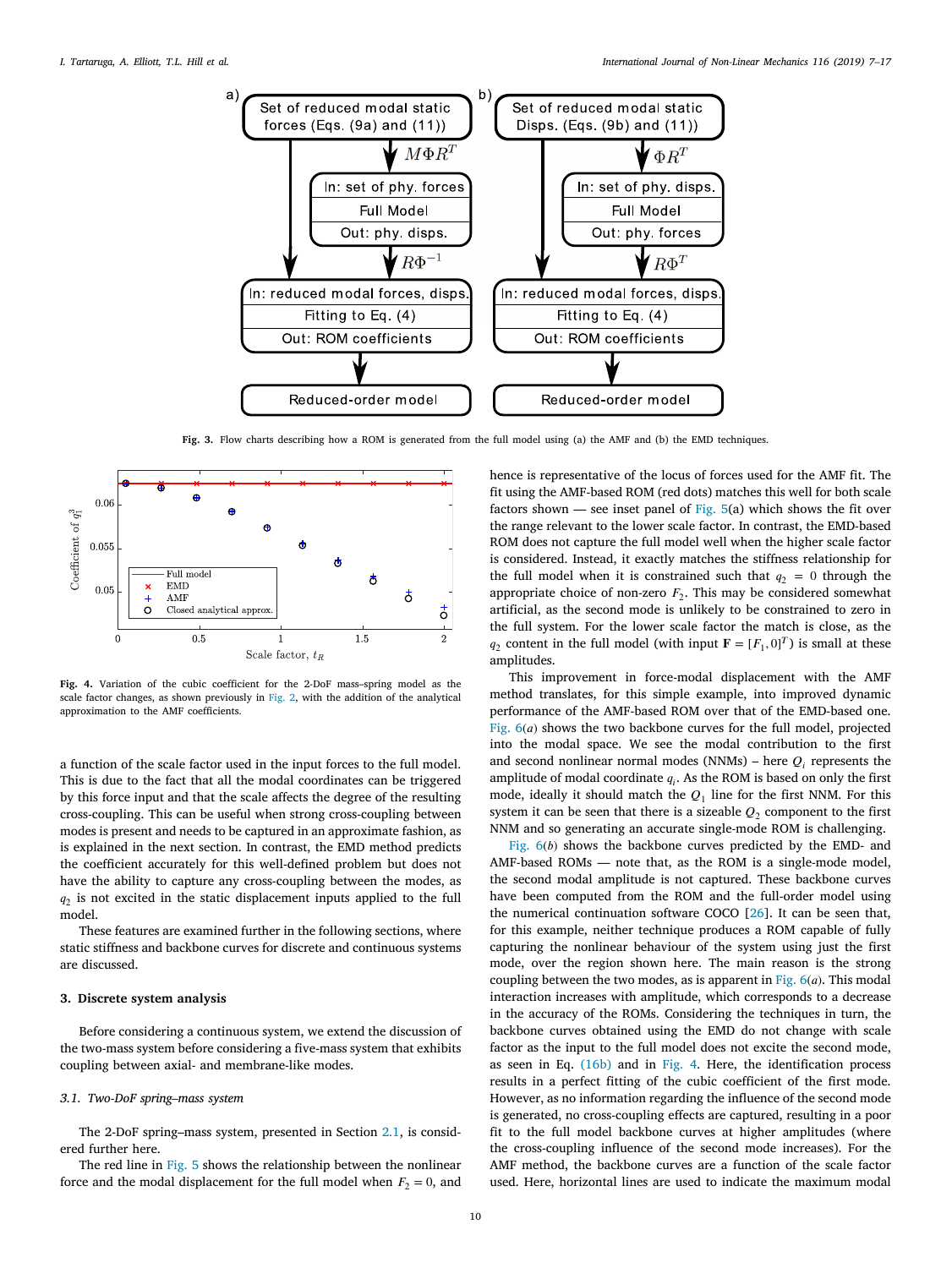Fig. 3. Flow charts describing how a ROM is generated from the full model using (a) the AMF and (b) the EMD techniques.

Fig. 4. Variation of the cubic coefficient for the 2-DoF mass–spring model as the scale factor changes, as shown previously in Fig. 2, with the addition of the analytical approximation to the AMF coefficients.

a function of the scale factor used in the input forces to the full model. This is due to the fact that all the modal coordinates can be triggered by this force input and that the scale affects the degree of the resulting cross-coupling. This can be useful when strong cross-coupling between modes is present and needs to be captured in an approximate fashion, as is explained in the next section. In contrast, the EMD method predicts the coefficient accurately for this well-defined problem but does not have the ability to capture any cross-coupling between the modes, as $q_2$ is not excited in the static displacement inputs applied to the full model.

These features are examined further in the following sections, where static stiffness and backbone curves for discrete and continuous systems are discussed.

## 3. Discrete system analysis

Before considering a continuous system, we extend the discussion of the two-mass system before considering a five-mass system that exhibits coupling between axial- and membrane-like modes.

### 3.1. Two-DoF spring–mass system

The 2-DoF spring–mass system, presented in Section 2.1, is considered further here.

The red line in Fig. 5 shows the relationship between the nonlinear force and the modal displacement for the full model when $F_2 = 0$, and hence is representative of the locus of forces used for the AMF fit. The fit using the AMF-based ROM (red dots) matches this well for both scale factors shown — see inset panel of Fig. 5(a) which shows the fit over the range relevant to the lower scale factor. In contrast, the EMD-based ROM does not capture the full model well when the higher scale factor is considered. Instead, it exactly matches the stiffness relationship for the full model when it is constrained such that $q_2 = 0$ through the appropriate choice of non-zero $F_2$. This may be considered somewhat artificial, as the second mode is unlikely to be constrained to zero in the full system. For the lower scale factor the match is close, as the $q_2$ content in the full model (with input $\mathbf{F} = [F_1, 0]^T$) is small at these amplitudes.

This improvement in force-modal displacement with the AMF method translates, for this simple example, into improved dynamic performance of the AMF-based ROM over that of the EMD-based one. Fig. 6(*a*) shows the two backbone curves for the full model, projected into the modal space. We see the modal contribution to the first and second nonlinear normal modes (NNMs) – here $Q_i$ represents the amplitude of modal coordinate $q_i$. As the ROM is based on only the first mode, ideally it should match the $Q_1$ line for the first NNM. For this system it can be seen that there is a sizeable $Q_2$ component to the first NNM and so generating an accurate single-mode ROM is challenging.

Fig. 6(*b*) shows the backbone curves predicted by the EMD- and AMF-based ROMs — note that, as the ROM is a single-mode model, the second modal amplitude is not captured. These backbone curves have been computed from the ROM and the full-order model using the numerical continuation software COCO [26]. It can be seen that, for this example, neither technique produces a ROM capable of fully capturing the nonlinear behaviour of the system using just the first mode, over the region shown here. The main reason is the strong coupling between the two modes, as is apparent in Fig. 6(*a*). This modal interaction increases with amplitude, which corresponds to a decrease in the accuracy of the ROMs. Considering the techniques in turn, the backbone curves obtained using the EMD do not change with scale factor as the input to the full model does not excite the second mode, as seen in Eq. (16b) and in Fig. 4. Here, the identification process results in a perfect fitting of the cubic coefficient of the first mode. However, as no information regarding the influence of the second mode is generated, no cross-coupling effects are captured, resulting in a poor fit to the full model backbone curves at higher amplitudes (where the cross-coupling influence of the second mode increases). For the AMF method, the backbone curves are a function of the scale factor used. Here, horizontal lines are used to indicate the maximum modal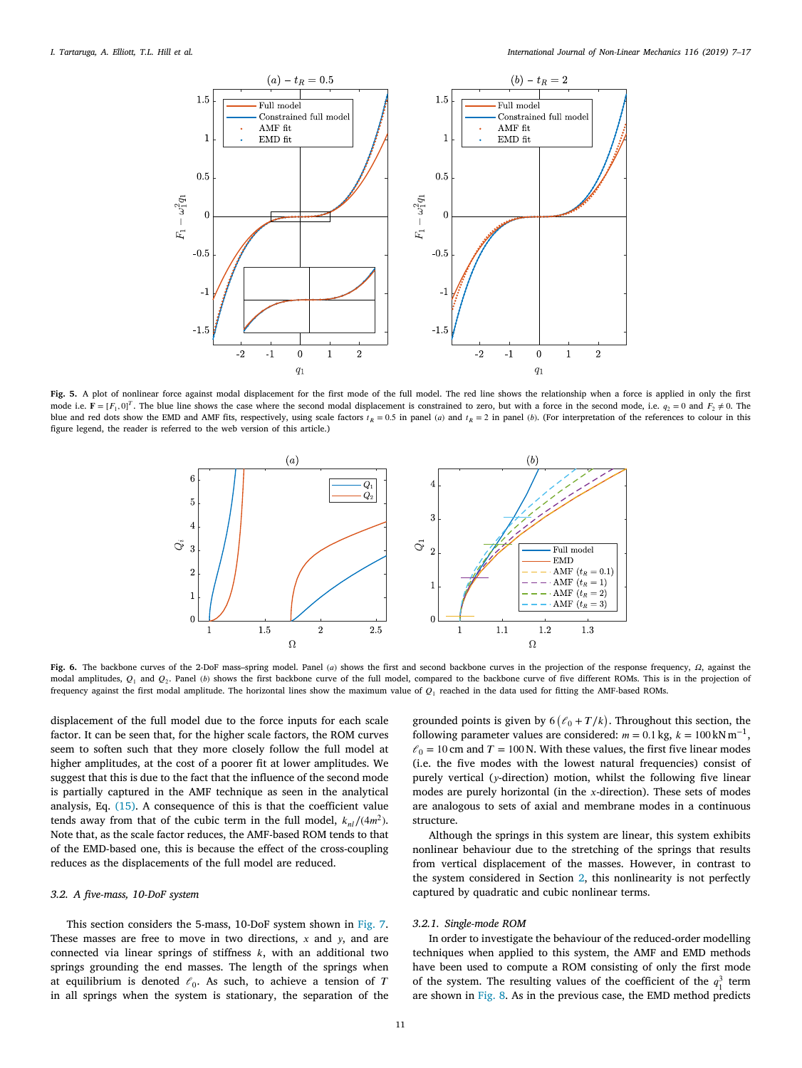**Fig. 5.** A plot of nonlinear force against modal displacement for the first mode of the full model. The red line shows the relationship when a force is applied in only the first mode i.e. $\mathbf{F} = [F_1, 0]^T$. The blue line shows the case where the second modal displacement is constrained to zero, but with a force in the second mode, i.e. $q_2 = 0$ and $F_2 \neq 0$. The blue and red dots show the EMD and AMF fits, respectively, using scale factors $t_R = 0.5$ in panel $(a)$ and $t_R = 2$ in panel $(b)$. (For interpretation of the references to colour in this figure legend, the reader is referred to the web version of this article.)

**Fig. 6.** The backbone curves of the 2-DoF mass–spring model. Panel $(a)$ shows the first and second backbone curves in the projection of the response frequency, $\Omega$, against the modal amplitudes, $Q_1$ and $Q_2$. Panel $(b)$ shows the first backbone curve of the full model, compared to the backbone curve of five different ROMs. This is in the projection of frequency against the first modal amplitude. The horizontal lines show the maximum value of $Q_1$ reached in the data used for fitting the AMF-based ROMs.

displacement of the full model due to the force inputs for each scale factor. It can be seen that, for the higher scale factors, the ROM curves seem to soften such that they more closely follow the full model at higher amplitudes, at the cost of a poorer fit at lower amplitudes. We suggest that this is due to the fact that the influence of the second mode is partially captured in the AMF technique as seen in the analytical analysis, Eq. (15). A consequence of this is that the coefficient value tends away from that of the cubic term in the full model, $k_{nl}/(4m^2)$. Note that, as the scale factor reduces, the AMF-based ROM tends to that of the EMD-based one, this is because the effect of the cross-coupling reduces as the displacements of the full model are reduced.

### 3.2. A five-mass, 10-DoF system

This section considers the 5-mass, 10-DoF system shown in Fig. 7. These masses are free to move in two directions, $x$ and $y$, and are connected via linear springs of stiffness $k$, with an additional two springs grounding the end masses. The length of the springs when at equilibrium is denoted $\ell_0$. As such, to achieve a tension of $T$ in all springs when the system is stationary, the separation of the grounded points is given by $6\left(\ell_0 + T/k\right)$. Throughout this section, the following parameter values are considered: $m = 0.1\,\mathrm{kg}$, $k = 100\,\mathrm{kN\,m^{-1}}$, $\ell_0 = 10\,\mathrm{cm}$ and $T = 100\,\mathrm{N}$. With these values, the first five linear modes (i.e. the five modes with the lowest natural frequencies) consist of purely vertical ($y$-direction) motion, whilst the following five linear modes are purely horizontal (in the $x$-direction). These sets of modes are analogous to sets of axial and membrane modes in a continuous structure.

Although the springs in this system are linear, this system exhibits nonlinear behaviour due to the stretching of the springs that results from vertical displacement of the masses. However, in contrast to the system considered in Section 2, this nonlinearity is not perfectly captured by quadratic and cubic nonlinear terms.

#### 3.2.1. Single-mode ROM

In order to investigate the behaviour of the reduced-order modelling techniques when applied to this system, the AMF and EMD methods have been used to compute a ROM consisting of only the first mode of the system. The resulting values of the coefficient of the $q_1^3$ term are shown in Fig. 8. As in the previous case, the EMD method predicts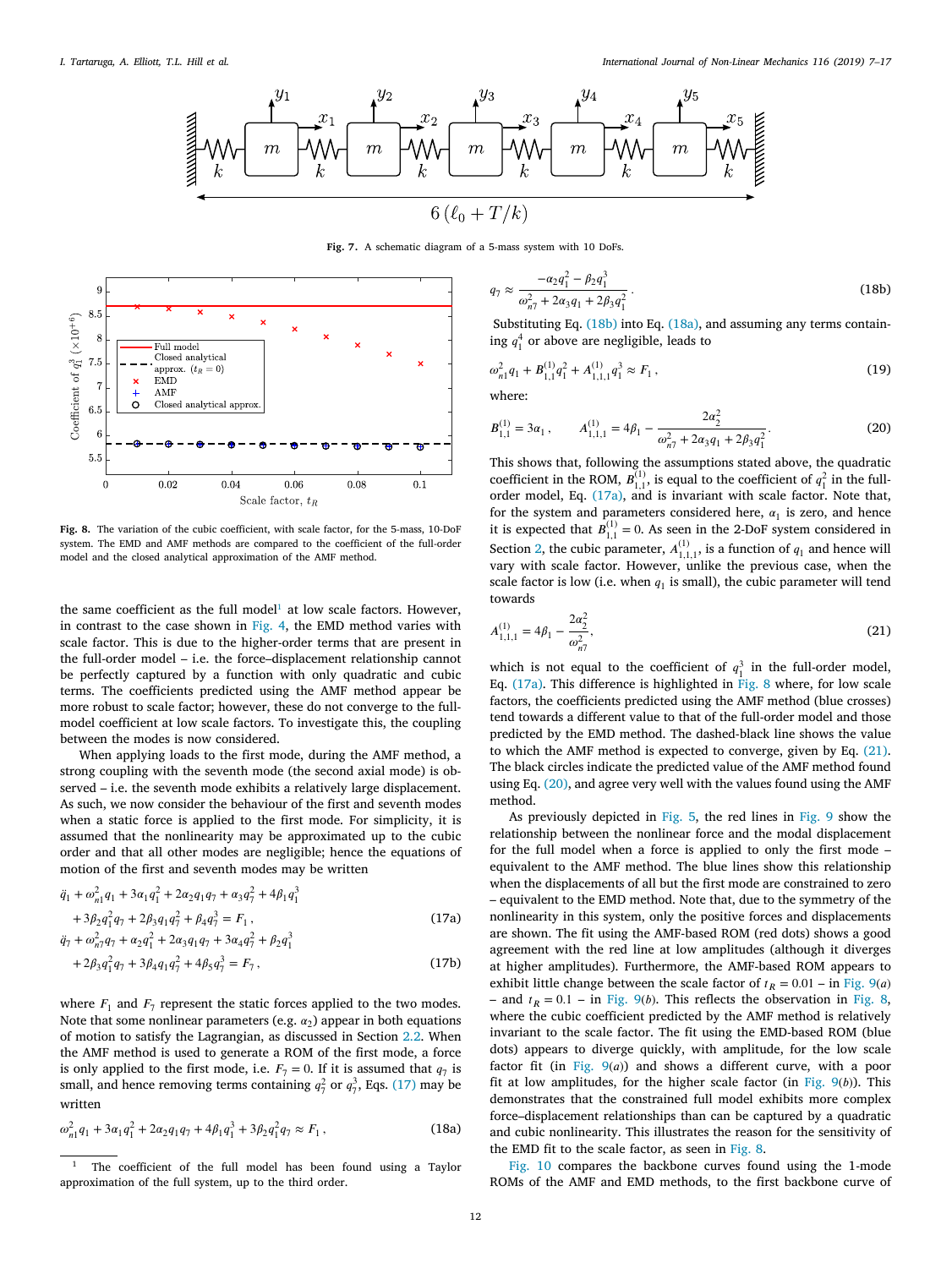Fig. 7. A schematic diagram of a 5-mass system with 10 DoFs.

Fig. 8. The variation of the cubic coefficient, with scale factor, for the 5-mass, 10-DoF system. The EMD and AMF methods are compared to the coefficient of the full-order model and the closed analytical approximation of the AMF method.

the same coefficient as the full model[1] at low scale factors. However, in contrast to the case shown in Fig. 4, the EMD method varies with scale factor. This is due to the higher-order terms that are present in the full-order model – i.e. the force–displacement relationship cannot be perfectly captured by a function with only quadratic and cubic terms. The coefficients predicted using the AMF method appear be more robust to scale factor; however, these do not converge to the full-model coefficient at low scale factors. To investigate this, the coupling between the modes is now considered.

When applying loads to the first mode, during the AMF method, a strong coupling with the seventh mode (the second axial mode) is observed – i.e. the seventh mode exhibits a relatively large displacement. As such, we now consider the behaviour of the first and seventh modes when a static force is applied to the first mode. For simplicity, it is assumed that the nonlinearity may be approximated up to the cubic order and that all other modes are negligible; hence the equations of motion of the first and seventh modes may be written

$$\ddot{q}_1 + \omega_{n1}^2 q_1 + 3\alpha_1 q_1^2 + 2\alpha_2 q_1 q_7 + \alpha_3 q_7^2 + 4\beta_1 q_1^3 + 3\beta_2 q_1^2 q_7 + 2\beta_3 q_1 q_7^2 + \beta_4 q_7^3 = F_1\,, \tag{17a}$$

$$\ddot{q}_7 + \omega_{n7}^2 q_7 + \alpha_2 q_1^2 + 2\alpha_3 q_1 q_7 + 3\alpha_4 q_7^2 + \beta_2 q_1^3 + 2\beta_3 q_1^2 q_7 + 3\beta_4 q_1 q_7^2 + 4\beta_5 q_7^3 = F_7\,, \tag{17b}$$

where $F_1$ and $F_7$ represent the static forces applied to the two modes. Note that some nonlinear parameters (e.g. $\alpha_2$) appear in both equations of motion to satisfy the Lagrangian, as discussed in Section 2.2. When the AMF method is used to generate a ROM of the first mode, a force is only applied to the first mode, i.e. $F_7 = 0$. If it is assumed that $q_7$ is small, and hence removing terms containing $q_7^2$ or $q_7^3$, Eqs. (17) may be written

$$\omega_{n1}^2 q_1 + 3\alpha_1 q_1^2 + 2\alpha_2 q_1 q_7 + 4\beta_1 q_1^3 + 3\beta_2 q_1^2 q_7 \approx F_1\,, \tag{18a}$$

$$q_7 \approx \frac{-\alpha_2 q_1^2 - \beta_2 q_1^3}{\omega_{n7}^2 + 2\alpha_3 q_1 + 2\beta_3 q_1^2}\,. \tag{18b}$$

Substituting Eq. (18b) into Eq. (18a), and assuming any terms containing $q_1^4$ or above are negligible, leads to

$$\omega_{n1}^2 q_1 + B_{1,1}^{(1)} q_1^2 + A_{1,1,1}^{(1)} q_1^3 \approx F_1\,, \tag{19}$$

where:

$$B_{1,1}^{(1)} = 3\alpha_1\,, \qquad A_{1,1,1}^{(1)} = 4\beta_1 - \frac{2\alpha_2^2}{\omega_{n7}^2 + 2\alpha_3 q_1 + 2\beta_3 q_1^2}\,. \tag{20}$$

This shows that, following the assumptions stated above, the quadratic coefficient in the ROM, $B_{1,1}^{(1)}$, is equal to the coefficient of $q_1^2$ in the full-order model, Eq. (17a), and is invariant with scale factor. Note that, for the system and parameters considered here, $\alpha_1$ is zero, and hence it is expected that $B_{1,1}^{(1)} = 0$. As seen in the 2-DoF system considered in Section 2, the cubic parameter, $A_{1,1,1}^{(1)}$, is a function of $q_1$ and hence will vary with scale factor. However, unlike the previous case, when the scale factor is low (i.e. when $q_1$ is small), the cubic parameter will tend towards

$$A_{1,1,1}^{(1)} = 4\beta_1 - \frac{2\alpha_2^2}{\omega_{n7}^2}\,, \tag{21}$$

which is not equal to the coefficient of $q_1^3$ in the full-order model, Eq. (17a). This difference is highlighted in Fig. 8 where, for low scale factors, the coefficients predicted using the AMF method (blue crosses) tend towards a different value to that of the full-order model and those predicted by the EMD method. The dashed-black line shows the value to which the AMF method is expected to converge, given by Eq. (21). The black circles indicate the predicted value of the AMF method found using Eq. (20), and agree very well with the values found using the AMF method.

As previously depicted in Fig. 5, the red lines in Fig. 9 show the relationship between the nonlinear force and the modal displacement for the full model when a force is applied to only the first mode – equivalent to the AMF method. The blue lines show this relationship when the displacements of all but the first mode are constrained to zero – equivalent to the EMD method. Note that, due to the symmetry of the nonlinearity in this system, only the positive forces and displacements are shown. The fit using the AMF-based ROM (red dots) shows a good agreement with the red line at low amplitudes (although it diverges at higher amplitudes). Furthermore, the AMF-based ROM appears to exhibit little change between the scale factor of $t_R = 0.01$ – in Fig. 9(*a*) – and $t_R = 0.1$ – in Fig. 9(*b*). This reflects the observation in Fig. 8, where the cubic coefficient predicted by the AMF method is relatively invariant to the scale factor. The fit using the EMD-based ROM (blue dots) appears to diverge quickly, with amplitude, for the low scale factor fit (in Fig. 9(*a*)) and shows a different curve, with a poor fit at low amplitudes, for the higher scale factor (in Fig. 9(*b*)). This demonstrates that the constrained full model exhibits more complex force–displacement relationships than can be captured by a quadratic and cubic nonlinearity. This illustrates the reason for the sensitivity of the EMD fit to the scale factor, as seen in Fig. 8.

Fig. 10 compares the backbone curves found using the 1-mode ROMs of the AMF and EMD methods, to the first backbone curve of

[1] The coefficient of the full model has been found using a Taylor approximation of the full system, up to the third order.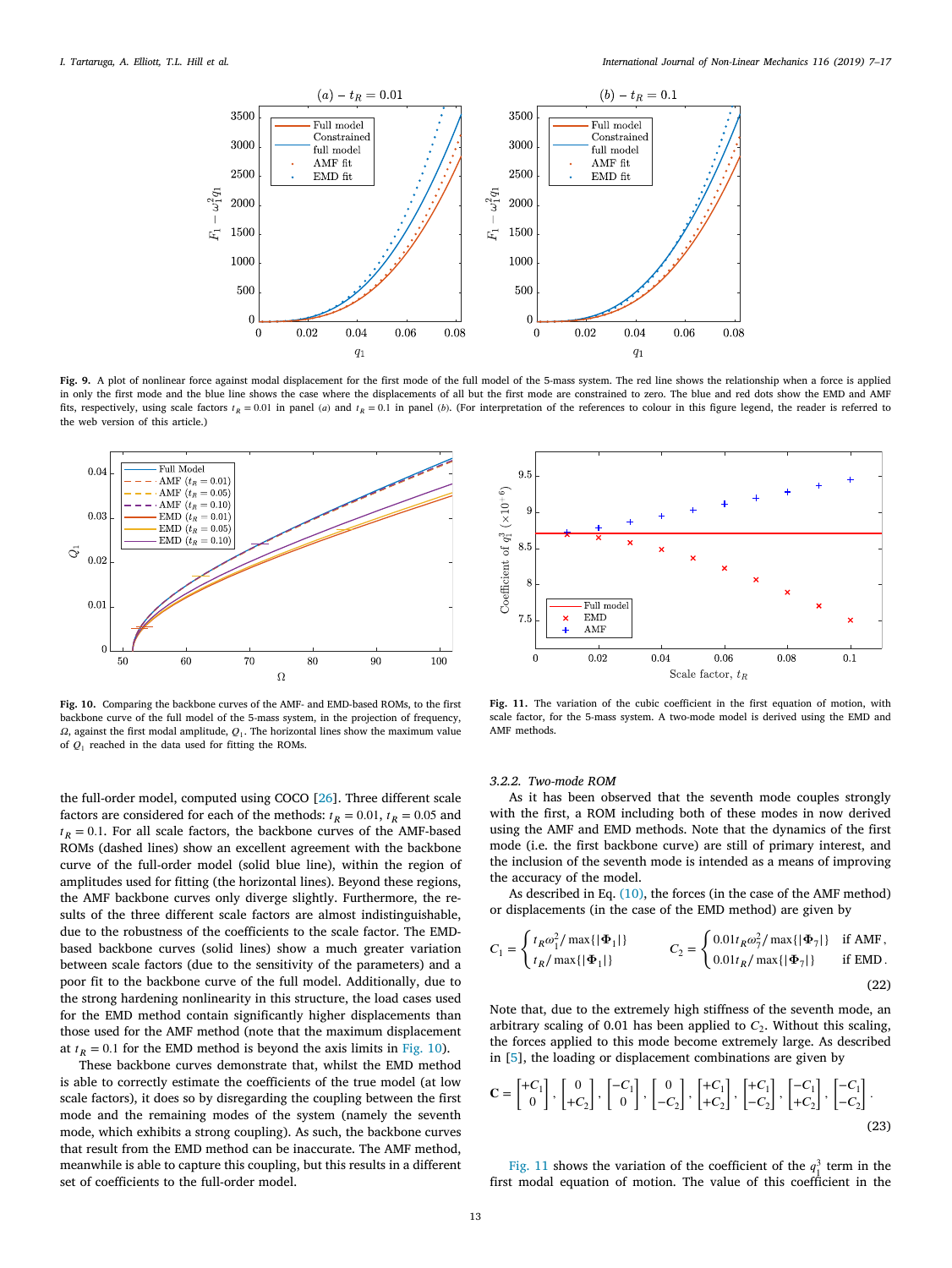**Fig. 9.** A plot of nonlinear force against modal displacement for the first mode of the full model of the 5-mass system. The red line shows the relationship when a force is applied in only the first mode and the blue line shows the case where the displacements of all but the first mode are constrained to zero. The blue and red dots show the EMD and AMF fits, respectively, using scale factors $t_R = 0.01$ in panel (*a*) and $t_R = 0.1$ in panel (*b*). (For interpretation of the references to colour in this figure legend, the reader is referred to the web version of this article.)

**Fig. 10.** Comparing the backbone curves of the AMF- and EMD-based ROMs, to the first backbone curve of the full model of the 5-mass system, in the projection of frequency, $\Omega$, against the first modal amplitude, $Q_1$. The horizontal lines show the maximum value of $Q_1$ reached in the data used for fitting the ROMs.

**Fig. 11.** The variation of the cubic coefficient in the first equation of motion, with scale factor, for the 5-mass system. A two-mode model is derived using the EMD and AMF methods.

the full-order model, computed using COCO [26]. Three different scale factors are considered for each of the methods: $t_R = 0.01$, $t_R = 0.05$ and $t_R = 0.1$. For all scale factors, the backbone curves of the AMF-based ROMs (dashed lines) show an excellent agreement with the backbone curve of the full-order model (solid blue line), within the region of amplitudes used for fitting (the horizontal lines). Beyond these regions, the AMF backbone curves only diverge slightly. Furthermore, the results of the three different scale factors are almost indistinguishable, due to the robustness of the coefficients to the scale factor. The EMD-based backbone curves (solid lines) show a much greater variation between scale factors (due to the sensitivity of the parameters) and a poor fit to the backbone curve of the full model. Additionally, due to the strong hardening nonlinearity in this structure, the load cases used for the EMD method contain significantly higher displacements than those used for the AMF method (note that the maximum displacement at $t_R = 0.1$ for the EMD method is beyond the axis limits in Fig. 10).

These backbone curves demonstrate that, whilst the EMD method is able to correctly estimate the coefficients of the true model (at low scale factors), it does so by disregarding the coupling between the first mode and the remaining modes of the system (namely the seventh mode, which exhibits a strong coupling). As such, the backbone curves that result from the EMD method can be inaccurate. The AMF method, meanwhile is able to capture this coupling, but this results in a different set of coefficients to the full-order model.

#### 3.2.2. Two-mode ROM

As it has been observed that the seventh mode couples strongly with the first, a ROM including both of these modes in now derived using the AMF and EMD methods. Note that the dynamics of the first mode (i.e. the first backbone curve) are still of primary interest, and the inclusion of the seventh mode is intended as a means of improving the accuracy of the model.

As described in Eq. (10), the forces (in the case of the AMF method) or displacements (in the case of the EMD method) are given by

$$C_1 = \begin{cases} t_R\omega_1^2/\max\{|\boldsymbol{\Phi}_1|\} \\ t_R/\max\{|\boldsymbol{\Phi}_1|\} \end{cases} \qquad C_2 = \begin{cases} 0.01t_R\omega_7^2/\max\{|\boldsymbol{\Phi}_7|\} & \text{if AMF}, \\ 0.01t_R/\max\{|\boldsymbol{\Phi}_7|\} & \text{if EMD}. \end{cases} \tag{22}$$

Note that, due to the extremely high stiffness of the seventh mode, an arbitrary scaling of 0.01 has been applied to $C_2$. Without this scaling, the forces applied to this mode become extremely large. As described in [5], the loading or displacement combinations are given by

$$\mathbf{C} = \begin{bmatrix} +C_1 \\ 0 \end{bmatrix}, \begin{bmatrix} 0 \\ +C_2 \end{bmatrix}, \begin{bmatrix} -C_1 \\ 0 \end{bmatrix}, \begin{bmatrix} 0 \\ -C_2 \end{bmatrix}, \begin{bmatrix} +C_1 \\ +C_2 \end{bmatrix}, \begin{bmatrix} +C_1 \\ -C_2 \end{bmatrix}, \begin{bmatrix} -C_1 \\ +C_2 \end{bmatrix}, \begin{bmatrix} -C_1 \\ -C_2 \end{bmatrix}. \tag{23}$$

Fig. 11 shows the variation of the coefficient of the $q_1^3$ term in the first modal equation of motion. The value of this coefficient in the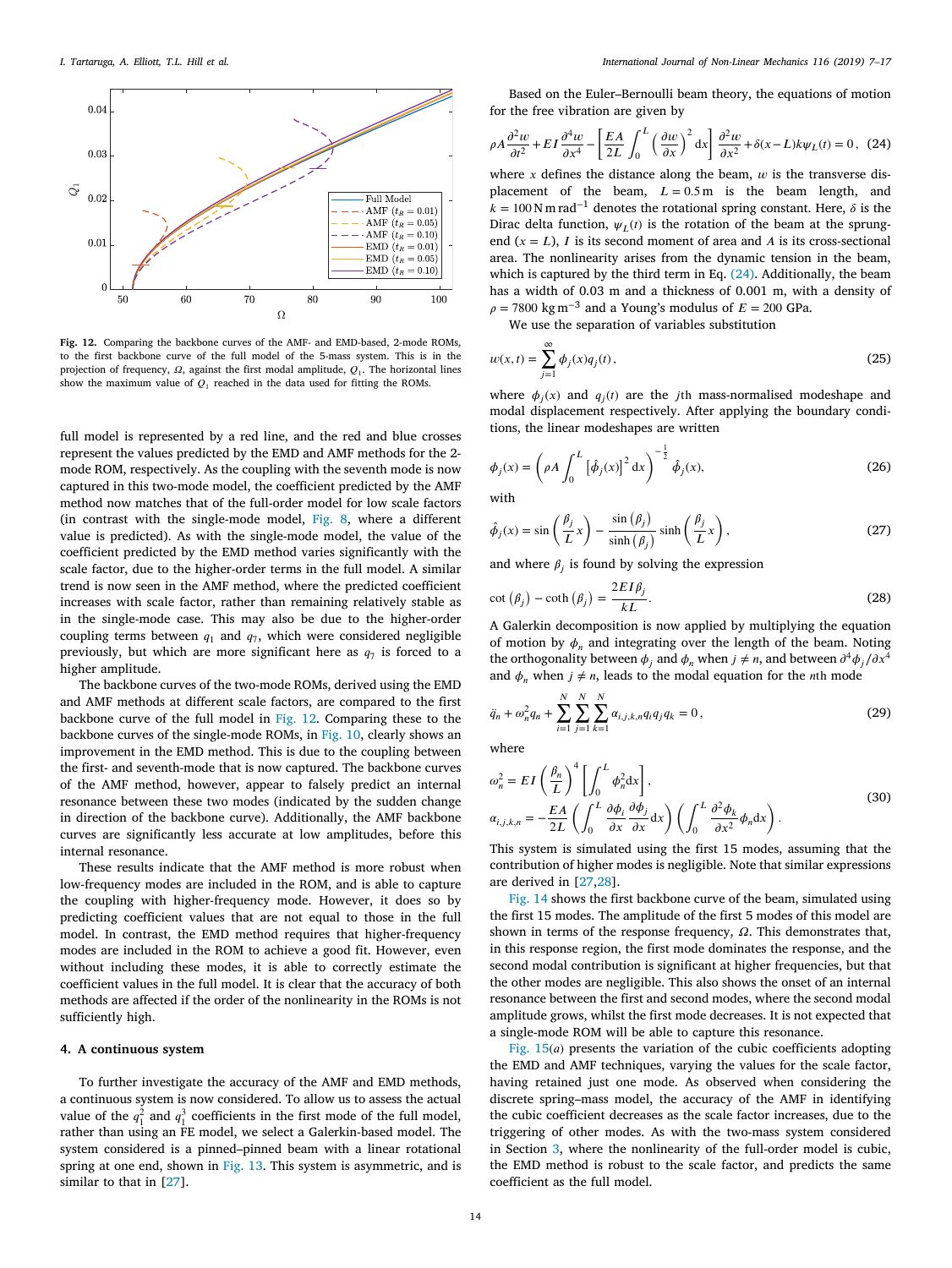Fig. 12. Comparing the backbone curves of the AMF- and EMD-based, 2-mode ROMs, to the first backbone curve of the full model of the 5-mass system. This is in the projection of frequency, $\Omega$, against the first model amplitude, $Q_1$. The horizontal lines show the maximum value of $Q_1$ reached in the data used for fitting the ROMs.

full model is represented by a red line, and the red and blue crosses represent the values predicted by the EMD and AMF methods for the 2-mode ROM, respectively. As the coupling with the seventh mode is now captured in this two-mode model, the coefficient predicted by the AMF method now matches that of the full-order model for low scale factors (in contrast with the single-mode model, Fig. 8, where a different value is predicted). As with the single-mode model, the value of the coefficient predicted by the EMD method varies significantly with the scale factor, due to the higher-order terms in the full model. A similar trend is now seen in the AMF method, where the predicted coefficient increases with scale factor, rather than remaining relatively stable as in the single-mode case. This may also be due to the higher-order coupling terms between $q_1$ and $q_7$, which were considered negligible previously, but which are more significant here as $q_7$ is forced to a higher amplitude.

The backbone curves of the two-mode ROMs, derived using the EMD and AMF methods at different scale factors, are compared to the first backbone curve of the full model in Fig. 12. Comparing these to the backbone curves of the single-mode ROMs, in Fig. 10, clearly shows an improvement in the EMD method. This is due to the coupling between the first- and seventh-mode that is now captured. The backbone curves of the AMF method, however, appear to falsely predict an internal resonance between these two modes (indicated by the sudden change in direction of the backbone curve). Additionally, the AMF backbone curves are significantly less accurate at low amplitudes, before this internal resonance.

These results indicate that the AMF method is more robust when low-frequency modes are included in the ROM, and is able to capture the coupling with higher-frequency mode. However, it does so by predicting coefficient values that are not equal to those in the full model. In contrast, the EMD method requires that higher-frequency modes are included in the ROM to achieve a good fit. However, even without including these modes, it is able to correctly estimate the coefficient values in the full model. It is clear that the accuracy of both methods are affected if the order of the nonlinearity in the ROMs is not sufficiently high.

## 4. A continuous system

To further investigate the accuracy of the AMF and EMD methods, a continuous system is now considered. To allow us to assess the actual value of the $q_1^2$ and $q_1^3$ coefficients in the first mode of the full model, rather than using an FE model, we select a Galerkin-based model. The system considered is a pinned–pinned beam with a linear rotational spring at one end, shown in Fig. 13. This system is asymmetric, and is similar to that in [27].

Based on the Euler–Bernoulli beam theory, the equations of motion for the free vibration are given by

$$\rho A \frac{\partial^2 w}{\partial t^2} + EI \frac{\partial^4 w}{\partial x^4} - \left[ \frac{EA}{2L} \int_0^L \left( \frac{\partial w}{\partial x} \right)^2 \mathrm{d}x \right] \frac{\partial^2 w}{\partial x^2} + \delta(x-L) k \psi_L(t) = 0 \,, \quad (24)$$

where $x$ defines the distance along the beam, $w$ is the transverse displacement of the beam, $L = 0.5\,\mathrm{m}$ is the beam length, and $k = 100\,\mathrm{N\,m\,rad^{-1}}$ denotes the rotational spring constant. Here, $\delta$ is the Dirac delta function, $\psi_L(t)$ is the rotation of the beam at the sprung-end ($x = L$), $I$ is its second moment of area and $A$ is its cross-sectional area. The nonlinearity arises from the dynamic tension in the beam, which is captured by the third term in Eq. (24). Additionally, the beam has a width of 0.03 m and a thickness of 0.001 m, with a density of $\rho = 7800\,\mathrm{kg\,m^{-3}}$ and a Young's modulus of $E = 200$ GPa.

We use the separation of variables substitution

$$w(x,t) = \sum_{j=1}^{\infty} \phi_j(x) q_j(t) \,, \quad (25)$$

where $\phi_j(x)$ and $q_j(t)$ are the $j$th mass-normalised modeshape and modal displacement respectively. After applying the boundary conditions, the linear modeshapes are written

$$\phi_j(x) = \left( \rho A \int_0^L \left[ \hat{\phi}_j(x) \right]^2 \mathrm{d}x \right)^{-\frac{1}{2}} \hat{\phi}_j(x), \quad (26)$$

with

$$\hat{\phi}_j(x) = \sin\left( \frac{\beta_j}{L} x \right) - \frac{\sin(\beta_j)}{\sinh(\beta_j)} \sinh\left( \frac{\beta_j}{L} x \right), \quad (27)$$

and where $\beta_j$ is found by solving the expression

$$\cot(\beta_j) - \coth(\beta_j) = \frac{2EI\beta_j}{kL}. \quad (28)$$

A Galerkin decomposition is now applied by multiplying the equation of motion by $\phi_n$ and integrating over the length of the beam. Noting the orthogonality between $\phi_j$ and $\phi_n$ when $j \neq n$, and between $\partial^4 \phi_j / \partial x^4$ and $\phi_n$ when $j \neq n$, leads to the modal equation for the $n$th mode

$$\ddot{q}_n + \omega_n^2 q_n + \sum_{i=1}^{N} \sum_{j=1}^{N} \sum_{k=1}^{N} \alpha_{i,j,k,n} q_i q_j q_k = 0 \,, \quad (29)$$

where

$$\omega_n^2 = EI \left( \frac{\beta_n}{L} \right)^4 \left[ \int_0^L \phi_n^2 \mathrm{d}x \right],$$
$$\alpha_{i,j,k,n} = -\frac{EA}{2L} \left( \int_0^L \frac{\partial \phi_i}{\partial x} \frac{\partial \phi_j}{\partial x} \mathrm{d}x \right) \left( \int_0^L \frac{\partial^2 \phi_k}{\partial x^2} \phi_n \mathrm{d}x \right). \quad (30)$$

This system is simulated using the first 15 modes, assuming that the contribution of higher modes is negligible. Note that similar expressions are derived in [27,28].

Fig. 14 shows the first backbone curve of the beam, simulated using the first 15 modes. The amplitude of the first 5 modes of this model are shown in terms of the response frequency, $\Omega$. This demonstrates that, in this response region, the first mode dominates the response, and the second modal contribution is significant at higher frequencies, but that the other modes are negligible. This also shows the onset of an internal resonance between the first and second modes, where the second modal amplitude grows, whilst the first mode decreases. It is not expected that a single-mode ROM will be able to capture this resonance.

Fig. 15(*a*) presents the variation of the cubic coefficients adopting the EMD and AMF techniques, varying the values for the scale factor, having retained just one mode. As observed when considering the discrete spring–mass model, the accuracy of the AMF in identifying the cubic coefficient decreases as the scale factor increases, due to the triggering of other modes. As with the two-mass system considered in Section 3, where the nonlinearity of the full-order model is cubic, the EMD method is robust to the scale factor, and predicts the same coefficient as the full model.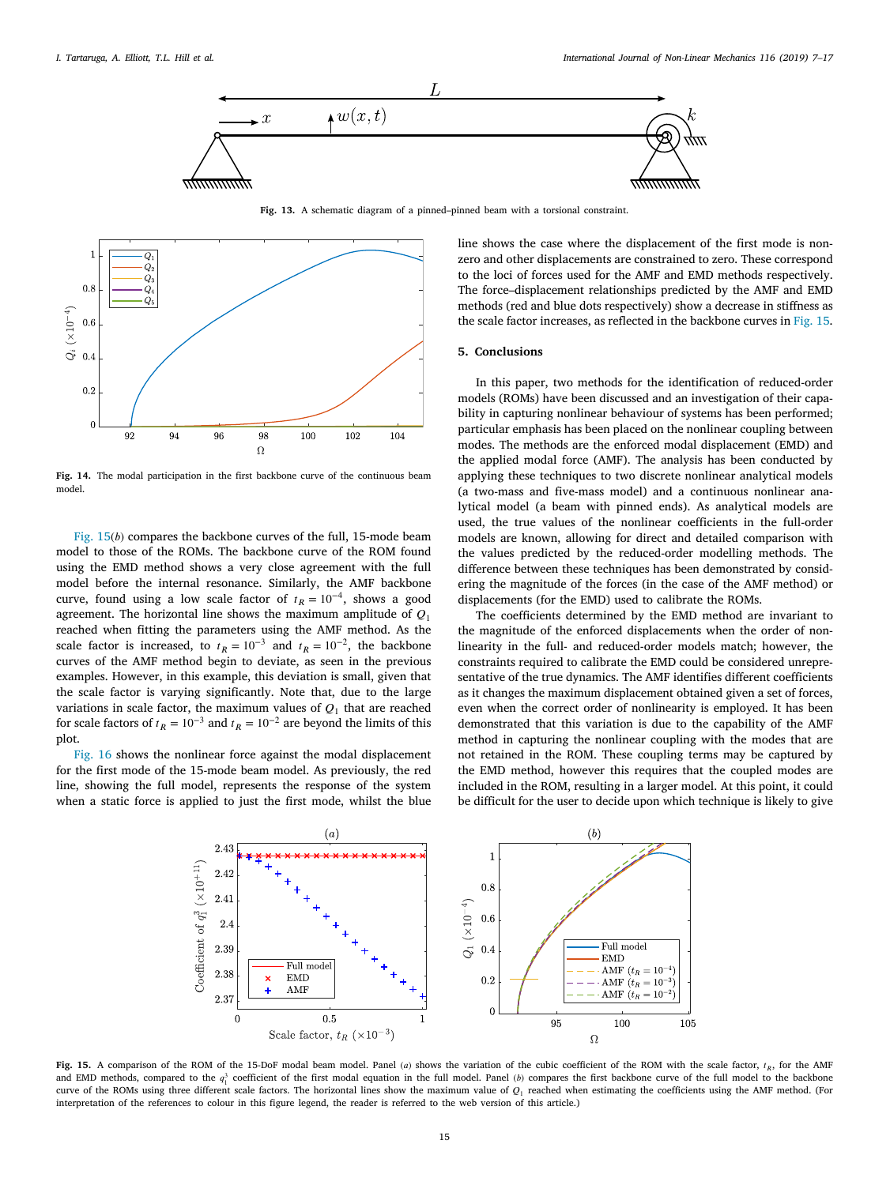Fig. 13. A schematic diagram of a pinned–pinned beam with a torsional constraint.

Fig. 14. The modal participation in the first backbone curve of the continuous beam model.

Fig. 15(*b*) compares the backbone curves of the full, 15-mode beam model to those of the ROMs. The backbone curve of the ROM found using the EMD method shows a very close agreement with the full model before the internal resonance. Similarly, the AMF backbone curve, found using a low scale factor of $t_R = 10^{-4}$, shows a good agreement. The horizontal line shows the maximum amplitude of $Q_1$ reached when fitting the parameters using the AMF method. As the scale factor is increased, to $t_R = 10^{-3}$ and $t_R = 10^{-2}$, the backbone curves of the AMF method begin to deviate, as seen in the previous examples. However, in this example, this deviation is small, given that the scale factor is varying significantly. Note that, due to the large variations in scale factor, the maximum values of $Q_1$ that are reached for scale factors of $t_R = 10^{-3}$ and $t_R = 10^{-2}$ are beyond the limits of this plot.

Fig. 16 shows the nonlinear force against the modal displacement for the first mode of the 15-mode beam model. As previously, the red line, showing the full model, represents the response of the system when a static force is applied to just the first mode, whilst the blue line shows the case where the displacement of the first mode is non-zero and other displacements are constrained to zero. These correspond to the loci of forces used for the AMF and EMD methods respectively. The force–displacement relationships predicted by the AMF and EMD methods (red and blue dots respectively) show a decrease in stiffness as the scale factor increases, as reflected in the backbone curves in Fig. 15.

## 5. Conclusions

In this paper, two methods for the identification of reduced-order models (ROMs) have been discussed and an investigation of their capability in capturing nonlinear behaviour of systems has been performed; particular emphasis has been placed on the nonlinear coupling between modes. The methods are the enforced modal displacement (EMD) and the applied modal force (AMF). The analysis has been conducted by applying these techniques to two discrete nonlinear analytical models (a two-mass and five-mass model) and a continuous nonlinear analytical model (a beam with pinned ends). As analytical models are used, the true values of the nonlinear coefficients in the full-order models are known, allowing for direct and detailed comparison with the values predicted by the reduced-order modelling methods. The difference between these techniques has been demonstrated by considering the magnitude of the forces (in the case of the AMF method) or displacements (for the EMD) used to calibrate the ROMs.

The coefficients determined by the EMD method are invariant to the magnitude of the enforced displacements when the order of nonlinearity in the full- and reduced-order models match; however, the constraints required to calibrate the EMD could be considered unrepresentative of the true dynamics. The AMF identifies different coefficients as it changes the maximum displacement obtained given a set of forces, even when the correct order of nonlinearity is employed. It has been demonstrated that this variation is due to the capability of the AMF method in capturing the nonlinear coupling with the modes that are not retained in the ROM. These coupling terms may be captured by the EMD method, however this requires that the coupled modes are included in the ROM, resulting in a larger model. At this point, it could be difficult for the user to decide upon which technique is likely to give

Fig. 15. A comparison of the ROM of the 15-DoF modal beam model. Panel (*a*) shows the variation of the cubic coefficient of the ROM with the scale factor, $t_R$, for the AMF and EMD methods, compared to the $q_1^3$ coefficient of the first modal equation in the full model. Panel (*b*) compares the first backbone curve of the full model to the backbone curve of the ROMs using three different scale factors. The horizontal lines show the maximum value of $Q_1$ reached when estimating the coefficients using the AMF method. (For interpretation of the references to colour in this figure legend, the reader is referred to the web version of this article.)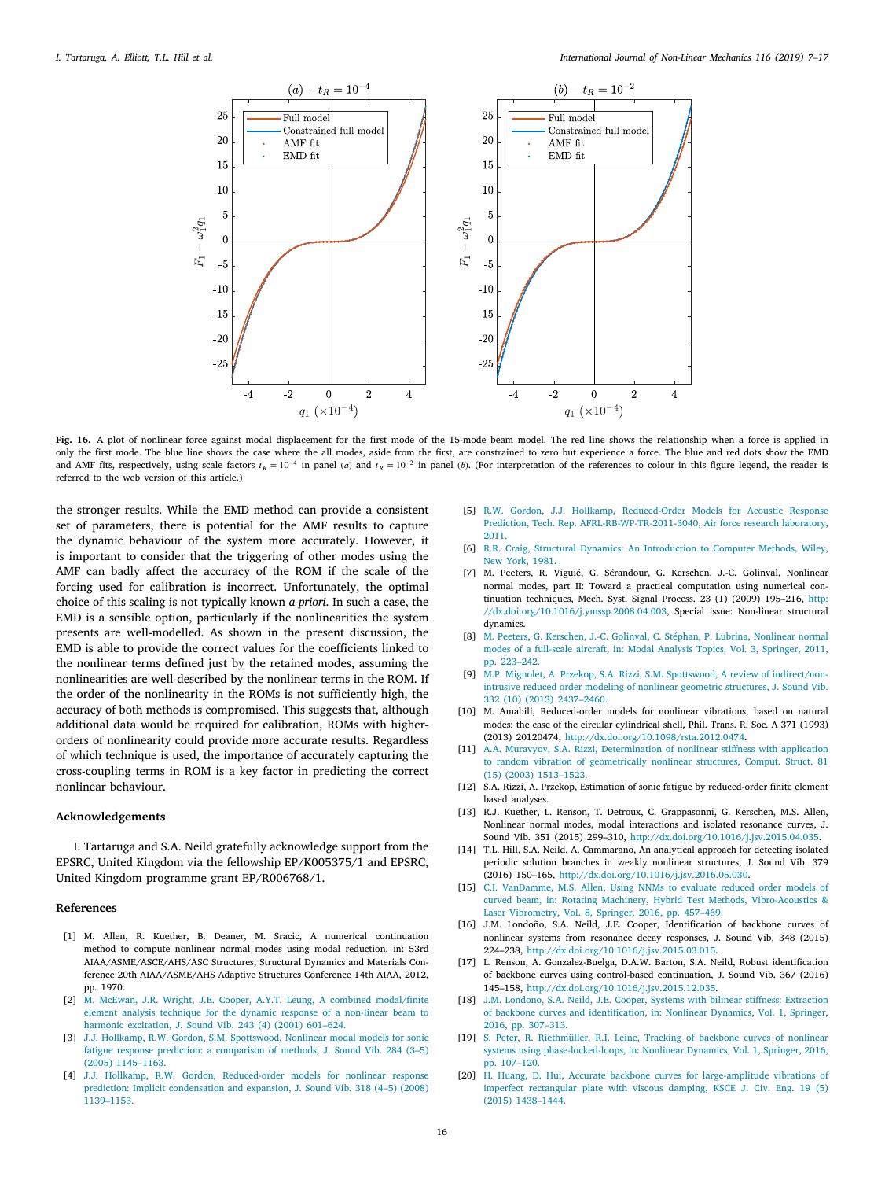**Fig. 16.** A plot of nonlinear force against modal displacement for the first mode of the 15-mode beam model. The red line shows the relationship when a force is applied in only the first mode. The blue line shows the case where the all modes, aside from the first, are constrained to zero but experience a force. The blue and red dots show the EMD and AMF fits, respectively, using scale factors $t_R = 10^{-4}$ in panel (*a*) and $t_R = 10^{-2}$ in panel (*b*). (For interpretation of the references to colour in this figure legend, the reader is referred to the web version of this article.)

the stronger results. While the EMD method can provide a consistent set of parameters, there is potential for the AMF results to capture the dynamic behaviour of the system more accurately. However, it is important to consider that the triggering of other modes using the AMF can badly affect the accuracy of the ROM if the scale of the forcing used for calibration is incorrect. Unfortunately, the optimal choice of this scaling is not typically known *a-priori*. In such a case, the EMD is a sensible option, particularly if the nonlinearities the system presents are well-modelled. As shown in the present discussion, the EMD is able to provide the correct values for the coefficients linked to the nonlinear terms defined just by the retained modes, assuming the nonlinearities are well-described by the nonlinear terms in the ROM. If the order of the nonlinearity in the ROMs is not sufficiently high, the accuracy of both methods is compromised. This suggests that, although additional data would be required for calibration, ROMs with higher-orders of nonlinearity could provide more accurate results. Regardless of which technique is used, the importance of accurately capturing the cross-coupling terms in ROM is a key factor in predicting the correct nonlinear behaviour.

## Acknowledgements

I. Tartaruga and S.A. Neild gratefully acknowledge support from the EPSRC, United Kingdom via the fellowship EP/K005375/1 and EPSRC, United Kingdom programme grant EP/R006768/1.

## References

[1] M. Allen, R. Kuether, B. Deaner, M. Sracic, A numerical continuation method to compute nonlinear normal modes using modal reduction, in: 53rd AIAA/ASME/ASCE/AHS/ASC Structures, Structural Dynamics and Materials Conference 20th AIAA/ASME/AHS Adaptive Structures Conference 14th AIAA, 2012, pp. 1970.

[2] M. McEwan, J.R. Wright, J.E. Cooper, A.Y.T. Leung, A combined modal/finite element analysis technique for the dynamic response of a non-linear beam to harmonic excitation, J. Sound Vib. 243 (4) (2001) 601–624.

[3] J.J. Hollkamp, R.W. Gordon, S.M. Spottswood, Nonlinear modal models for sonic fatigue response prediction: a comparison of methods, J. Sound Vib. 284 (3–5) (2005) 1145–1163.

[4] J.J. Hollkamp, R.W. Gordon, Reduced-order models for nonlinear response prediction: Implicit condensation and expansion, J. Sound Vib. 318 (4–5) (2008) 1139–1153.

[5] R.W. Gordon, J.J. Hollkamp, Reduced-Order Models for Acoustic Response Prediction, Tech. Rep. AFRL-RB-WP-TR-2011-3040, Air force research laboratory, 2011.

[6] R.R. Craig, Structural Dynamics: An Introduction to Computer Methods, Wiley, New York, 1981.

[7] M. Peeters, R. Viguié, G. Sérandour, G. Kerschen, J.-C. Golinval, Nonlinear normal modes, part II: Toward a practical computation using numerical continuation techniques, Mech. Syst. Signal Process. 23 (1) (2009) 195–216, http://dx.doi.org/10.1016/j.ymssp.2008.04.003, Special issue: Non-linear structural dynamics.

[8] M. Peeters, G. Kerschen, J.-C. Golinval, C. Stéphan, P. Lubrina, Nonlinear normal modes of a full-scale aircraft, in: Modal Analysis Topics, Vol. 3, Springer, 2011, pp. 223–242.

[9] M.P. Mignolet, A. Przekop, S.A. Rizzi, S.M. Spottswood, A review of indirect/non-intrusive reduced order modeling of nonlinear geometric structures, J. Sound Vib. 332 (10) (2013) 2437–2460.

[10] M. Amabili, Reduced-order models for nonlinear vibrations, based on natural modes: the case of the circular cylindrical shell, Phil. Trans. R. Soc. A 371 (1993) (2013) 20120474, http://dx.doi.org/10.1098/rsta.2012.0474.

[11] A.A. Muravyov, S.A. Rizzi, Determination of nonlinear stiffness with application to random vibration of geometrically nonlinear structures, Comput. Struct. 81 (15) (2003) 1513–1523.

[12] S.A. Rizzi, A. Przekop, Estimation of sonic fatigue by reduced-order finite element based analyses.

[13] R.J. Kuether, L. Renson, T. Detroux, C. Grappasonni, G. Kerschen, M.S. Allen, Nonlinear normal modes, modal interactions and isolated resonance curves, J. Sound Vib. 351 (2015) 299–310, http://dx.doi.org/10.1016/j.jsv.2015.04.035.

[14] T.L. Hill, S.A. Neild, A. Cammarano, An analytical approach for detecting isolated periodic solution branches in weakly nonlinear structures, J. Sound Vib. 379 (2016) 150–165, http://dx.doi.org/10.1016/j.jsv.2016.05.030.

[15] C.I. VanDamme, M.S. Allen, Using NNMs to evaluate reduced order models of curved beam, in: Rotating Machinery, Hybrid Test Methods, Vibro-Acoustics & Laser Vibrometry, Vol. 8, Springer, 2016, pp. 457–469.

[16] J.M. Londoño, S.A. Neild, J.E. Cooper, Identification of backbone curves of nonlinear systems from resonance decay responses, J. Sound Vib. 348 (2015) 224–238, http://dx.doi.org/10.1016/j.jsv.2015.03.015.

[17] L. Renson, A. Gonzalez-Buelga, D.A.W. Barton, S.A. Neild, Robust identification of backbone curves using control-based continuation, J. Sound Vib. 367 (2016) 145–158, http://dx.doi.org/10.1016/j.jsv.2015.12.035.

[18] J.M. Londono, S.A. Neild, J.E. Cooper, Systems with bilinear stiffness: Extraction of backbone curves and identification, in: Nonlinear Dynamics, Vol. 1, Springer, 2016, pp. 307–313.

[19] S. Peter, R. Riethmüller, R.I. Leine, Tracking of backbone curves of nonlinear systems using phase-locked-loops, in: Nonlinear Dynamics, Vol. 1, Springer, 2016, pp. 107–120.

[20] H. Huang, D. Hui, Accurate backbone curves for large-amplitude vibrations of imperfect rectangular plate with viscous damping, KSCE J. Civ. Eng. 19 (5) (2015) 1438–1444.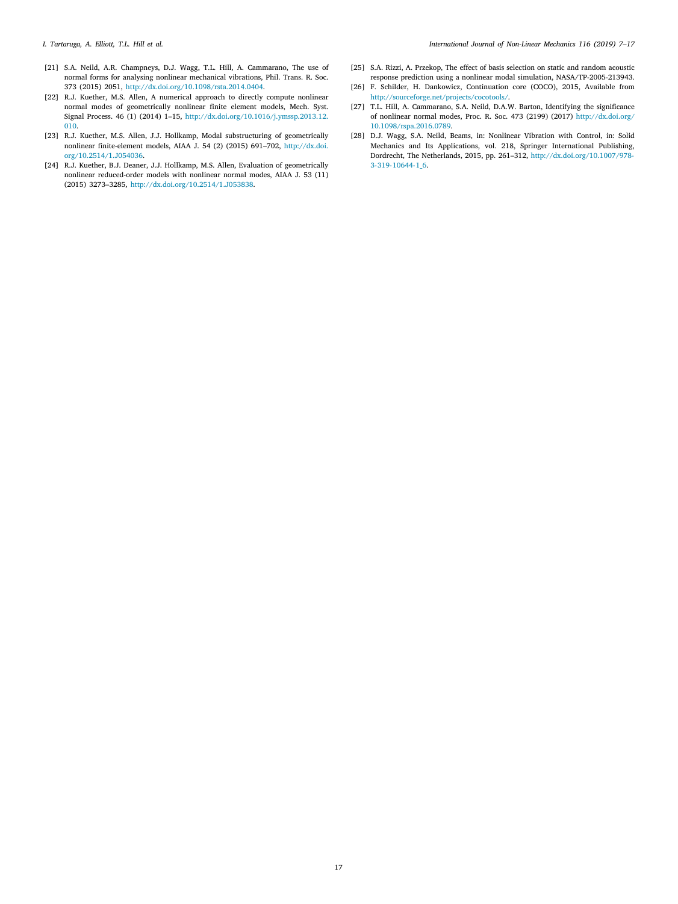[21] S.A. Neild, A.R. Champneys, D.J. Wagg, T.L. Hill, A. Cammarano, The use of normal forms for analysing nonlinear mechanical vibrations, Phil. Trans. R. Soc. 373 (2015) 2051, http://dx.doi.org/10.1098/rsta.2014.0404.

[22] R.J. Kuether, M.S. Allen, A numerical approach to directly compute nonlinear normal modes of geometrically nonlinear finite element models, Mech. Syst. Signal Process. 46 (1) (2014) 1–15, http://dx.doi.org/10.1016/j.ymssp.2013.12.010.

[23] R.J. Kuether, M.S. Allen, J.J. Hollkamp, Modal substructuring of geometrically nonlinear finite-element models, AIAA J. 54 (2) (2015) 691–702, http://dx.doi.org/10.2514/1.J054036.

[24] R.J. Kuether, B.J. Deaner, J.J. Hollkamp, M.S. Allen, Evaluation of geometrically nonlinear reduced-order models with nonlinear normal modes, AIAA J. 53 (11) (2015) 3273–3285, http://dx.doi.org/10.2514/1.J053838.

[25] S.A. Rizzi, A. Przekop, The effect of basis selection on static and random acoustic response prediction using a nonlinear modal simulation, NASA/TP-2005-213943.

[26] F. Schilder, H. Dankowicz, Continuation core (COCO), 2015, Available from http://sourceforge.net/projects/cocotools/.

[27] T.L. Hill, A. Cammarano, S.A. Neild, D.A.W. Barton, Identifying the significance of nonlinear normal modes, Proc. R. Soc. 473 (2199) (2017) http://dx.doi.org/10.1098/rspa.2016.0789.

[28] D.J. Wagg, S.A. Neild, Beams, in: Nonlinear Vibration with Control, in: Solid Mechanics and Its Applications, vol. 218, Springer International Publishing, Dordrecht, The Netherlands, 2015, pp. 261–312, http://dx.doi.org/10.1007/978-3-319-10644-1_6.